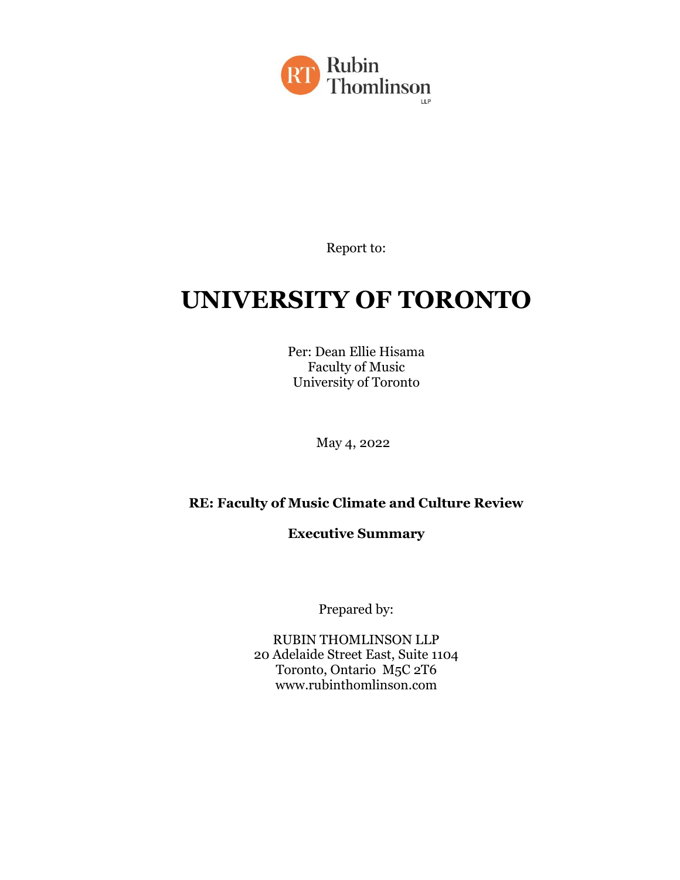Rubin Thomlinson LLP

Report to:

# UNIVERSITY OF TORONTO

Per: Dean Ellie Hisama
Faculty of Music
University of Toronto

May 4, 2022

**RE: Faculty of Music Climate and Culture Review**

**Executive Summary**

Prepared by:

RUBIN THOMLINSON LLP
20 Adelaide Street East, Suite 1104
Toronto, Ontario M5C 2T6
www.rubinthomlinson.com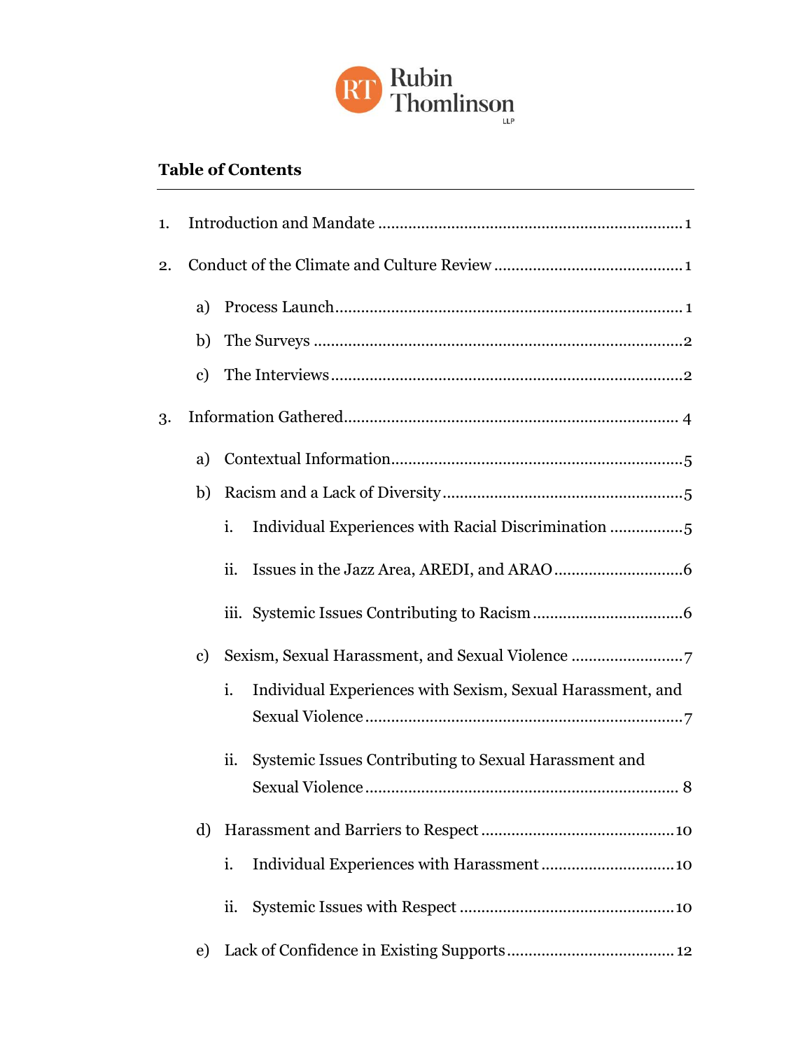## Table of Contents

1. Introduction and Mandate .......... 1
2. Conduct of the Climate and Culture Review .......... 1
   - a) Process Launch .......... 1
   - b) The Surveys .......... 2
   - c) The Interviews .......... 2
3. Information Gathered .......... 4
   - a) Contextual Information .......... 5
   - b) Racism and a Lack of Diversity .......... 5
     - i. Individual Experiences with Racial Discrimination .......... 5
     - ii. Issues in the Jazz Area, AREDI, and ARAO .......... 6
     - iii. Systemic Issues Contributing to Racism .......... 6
   - c) Sexism, Sexual Harassment, and Sexual Violence .......... 7
     - i. Individual Experiences with Sexism, Sexual Harassment, and Sexual Violence .......... 7
     - ii. Systemic Issues Contributing to Sexual Harassment and Sexual Violence .......... 8
   - d) Harassment and Barriers to Respect .......... 10
     - i. Individual Experiences with Harassment .......... 10
     - ii. Systemic Issues with Respect .......... 10
   - e) Lack of Confidence in Existing Supports .......... 12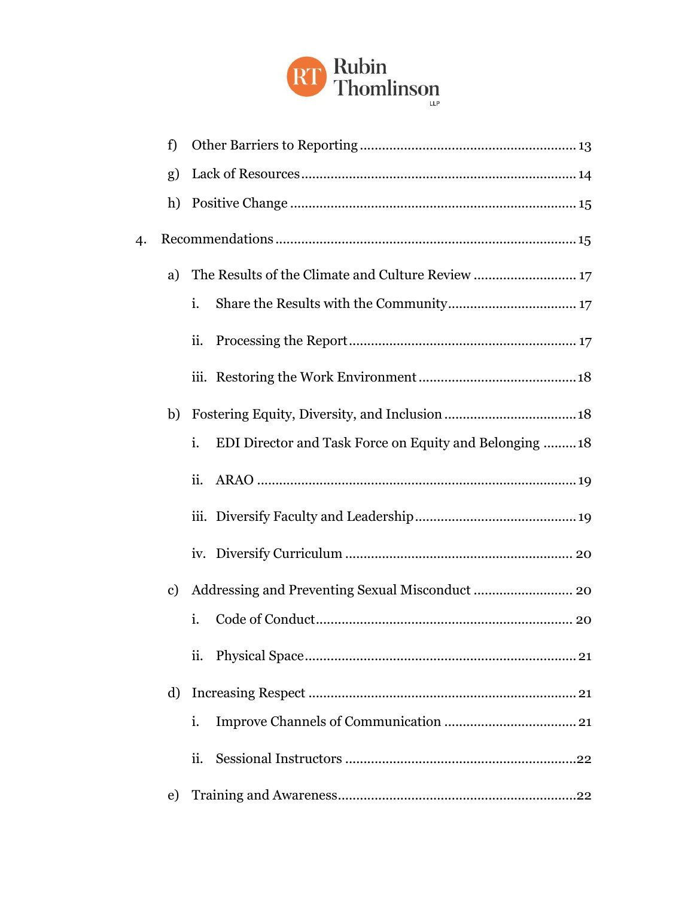- f) Other Barriers to Reporting ........................................................ 13
- g) Lack of Resources ........................................................ 14
- h) Positive Change ........................................................ 15

4. Recommendations ........................................................ 15

- a) The Results of the Climate and Culture Review ........................................................ 17
  - i. Share the Results with the Community ........................................................ 17
  - ii. Processing the Report ........................................................ 17
  - iii. Restoring the Work Environment ........................................................ 18
- b) Fostering Equity, Diversity, and Inclusion ........................................................ 18
  - i. EDI Director and Task Force on Equity and Belonging ........................................................ 18
  - ii. ARAO ........................................................ 19
  - iii. Diversify Faculty and Leadership ........................................................ 19
  - iv. Diversify Curriculum ........................................................ 20
- c) Addressing and Preventing Sexual Misconduct ........................................................ 20
  - i. Code of Conduct ........................................................ 20
  - ii. Physical Space ........................................................ 21
- d) Increasing Respect ........................................................ 21
  - i. Improve Channels of Communication ........................................................ 21
  - ii. Sessional Instructors ........................................................ 22
- e) Training and Awareness ........................................................ 22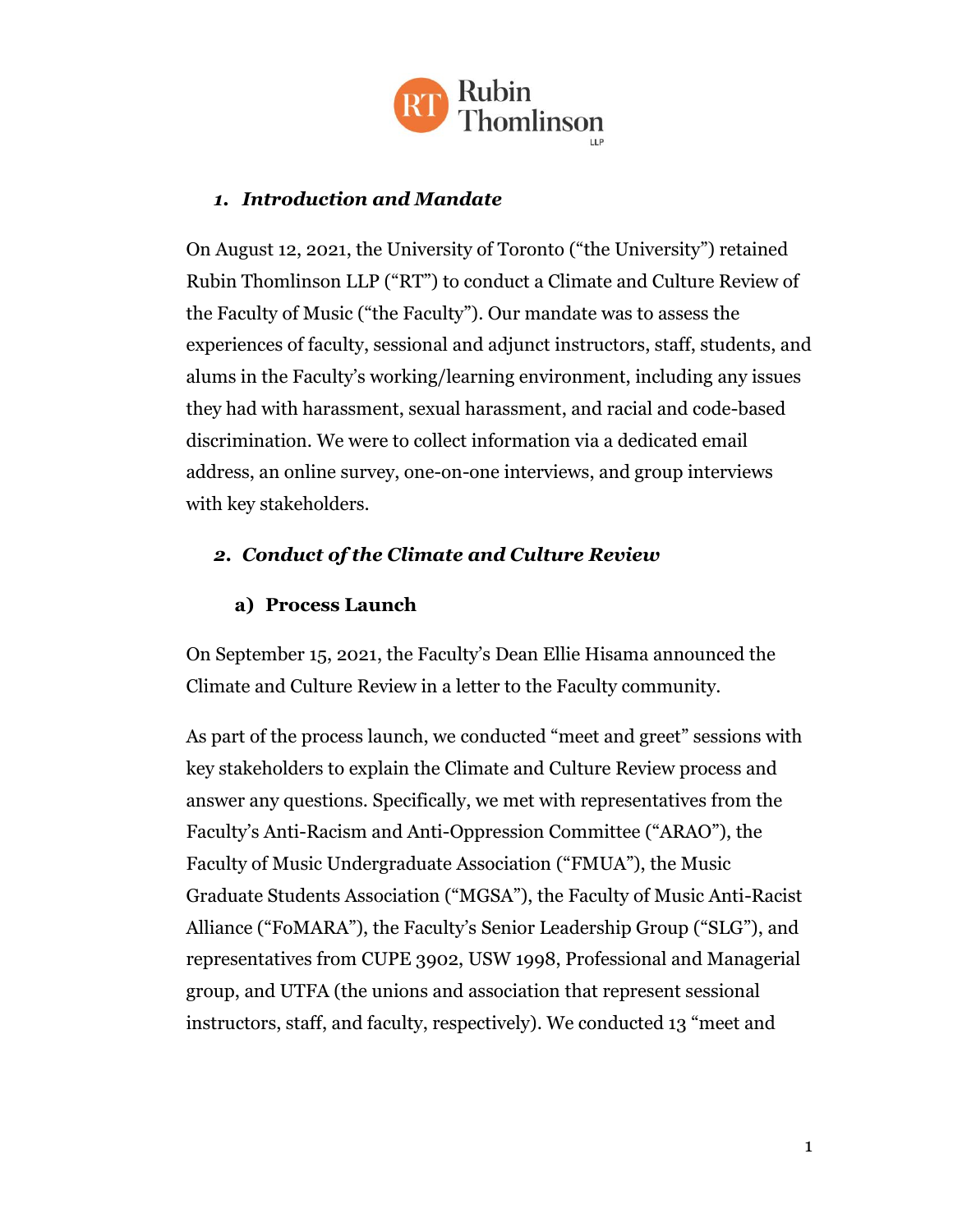## *1. Introduction and Mandate*

On August 12, 2021, the University of Toronto ("the University") retained Rubin Thomlinson LLP ("RT") to conduct a Climate and Culture Review of the Faculty of Music ("the Faculty"). Our mandate was to assess the experiences of faculty, sessional and adjunct instructors, staff, students, and alums in the Faculty's working/learning environment, including any issues they had with harassment, sexual harassment, and racial and code-based discrimination. We were to collect information via a dedicated email address, an online survey, one-on-one interviews, and group interviews with key stakeholders.

## *2. Conduct of the Climate and Culture Review*

### a) Process Launch

On September 15, 2021, the Faculty's Dean Ellie Hisama announced the Climate and Culture Review in a letter to the Faculty community.

As part of the process launch, we conducted "meet and greet" sessions with key stakeholders to explain the Climate and Culture Review process and answer any questions. Specifically, we met with representatives from the Faculty's Anti-Racism and Anti-Oppression Committee ("ARAO"), the Faculty of Music Undergraduate Association ("FMUA"), the Music Graduate Students Association ("MGSA"), the Faculty of Music Anti-Racist Alliance ("FoMARA"), the Faculty's Senior Leadership Group ("SLG"), and representatives from CUPE 3902, USW 1998, Professional and Managerial group, and UTFA (the unions and association that represent sessional instructors, staff, and faculty, respectively). We conducted 13 "meet and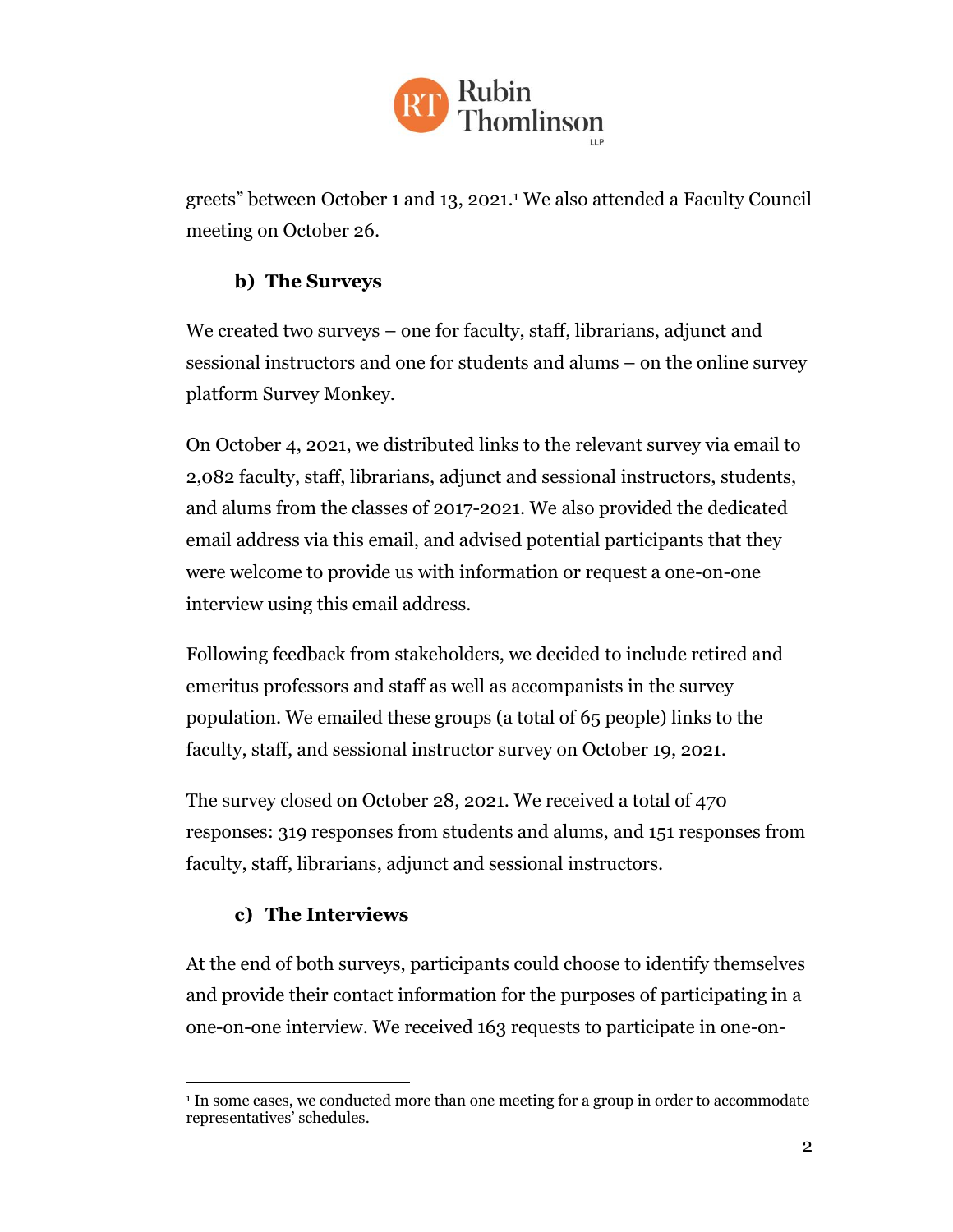greets" between October 1 and 13, 2021.[1] We also attended a Faculty Council meeting on October 26.

### b) The Surveys

We created two surveys – one for faculty, staff, librarians, adjunct and sessional instructors and one for students and alums – on the online survey platform Survey Monkey.

On October 4, 2021, we distributed links to the relevant survey via email to 2,082 faculty, staff, librarians, adjunct and sessional instructors, students, and alums from the classes of 2017-2021. We also provided the dedicated email address via this email, and advised potential participants that they were welcome to provide us with information or request a one-on-one interview using this email address.

Following feedback from stakeholders, we decided to include retired and emeritus professors and staff as well as accompanists in the survey population. We emailed these groups (a total of 65 people) links to the faculty, staff, and sessional instructor survey on October 19, 2021.

The survey closed on October 28, 2021. We received a total of 470 responses: 319 responses from students and alums, and 151 responses from faculty, staff, librarians, adjunct and sessional instructors.

### c) The Interviews

At the end of both surveys, participants could choose to identify themselves and provide their contact information for the purposes of participating in a one-on-one interview. We received 163 requests to participate in one-on-

---

[1] In some cases, we conducted more than one meeting for a group in order to accommodate representatives' schedules.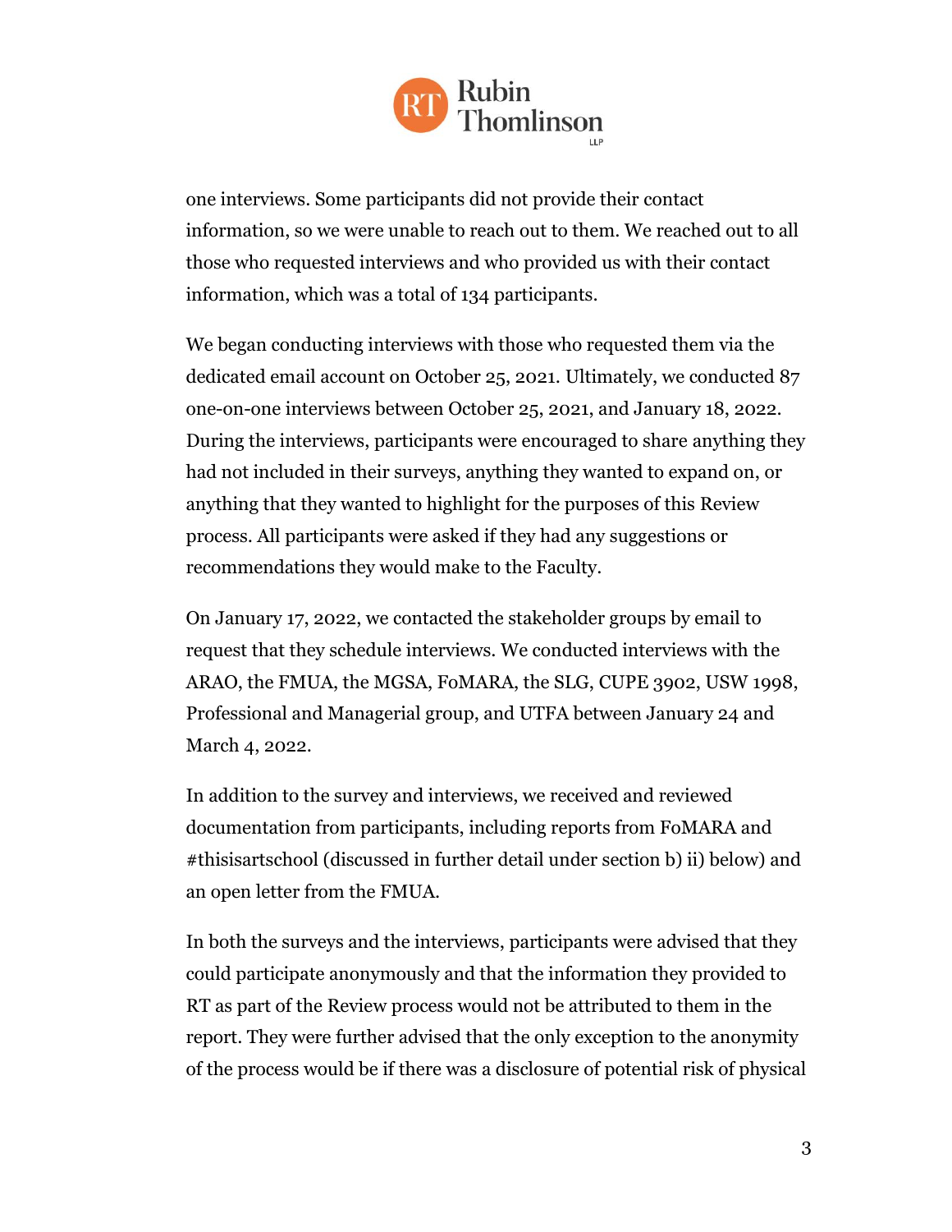one interviews. Some participants did not provide their contact information, so we were unable to reach out to them. We reached out to all those who requested interviews and who provided us with their contact information, which was a total of 134 participants.

We began conducting interviews with those who requested them via the dedicated email account on October 25, 2021. Ultimately, we conducted 87 one-on-one interviews between October 25, 2021, and January 18, 2022. During the interviews, participants were encouraged to share anything they had not included in their surveys, anything they wanted to expand on, or anything that they wanted to highlight for the purposes of this Review process. All participants were asked if they had any suggestions or recommendations they would make to the Faculty.

On January 17, 2022, we contacted the stakeholder groups by email to request that they schedule interviews. We conducted interviews with the ARAO, the FMUA, the MGSA, FoMARA, the SLG, CUPE 3902, USW 1998, Professional and Managerial group, and UTFA between January 24 and March 4, 2022.

In addition to the survey and interviews, we received and reviewed documentation from participants, including reports from FoMARA and #thisisartschool (discussed in further detail under section b) ii) below) and an open letter from the FMUA.

In both the surveys and the interviews, participants were advised that they could participate anonymously and that the information they provided to RT as part of the Review process would not be attributed to them in the report. They were further advised that the only exception to the anonymity of the process would be if there was a disclosure of potential risk of physical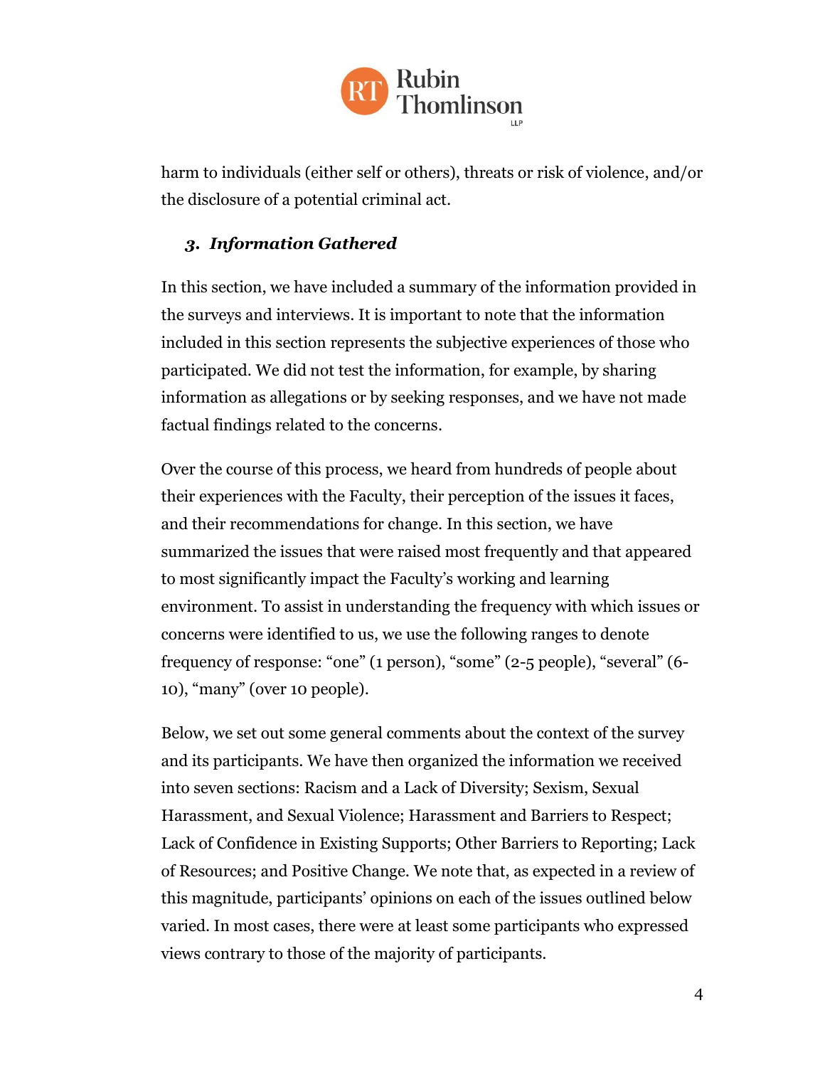harm to individuals (either self or others), threats or risk of violence, and/or the disclosure of a potential criminal act.

### *3. Information Gathered*

In this section, we have included a summary of the information provided in the surveys and interviews. It is important to note that the information included in this section represents the subjective experiences of those who participated. We did not test the information, for example, by sharing information as allegations or by seeking responses, and we have not made factual findings related to the concerns.

Over the course of this process, we heard from hundreds of people about their experiences with the Faculty, their perception of the issues it faces, and their recommendations for change. In this section, we have summarized the issues that were raised most frequently and that appeared to most significantly impact the Faculty's working and learning environment. To assist in understanding the frequency with which issues or concerns were identified to us, we use the following ranges to denote frequency of response: "one" (1 person), "some" (2-5 people), "several" (6-10), "many" (over 10 people).

Below, we set out some general comments about the context of the survey and its participants. We have then organized the information we received into seven sections: Racism and a Lack of Diversity; Sexism, Sexual Harassment, and Sexual Violence; Harassment and Barriers to Respect; Lack of Confidence in Existing Supports; Other Barriers to Reporting; Lack of Resources; and Positive Change. We note that, as expected in a review of this magnitude, participants' opinions on each of the issues outlined below varied. In most cases, there were at least some participants who expressed views contrary to those of the majority of participants.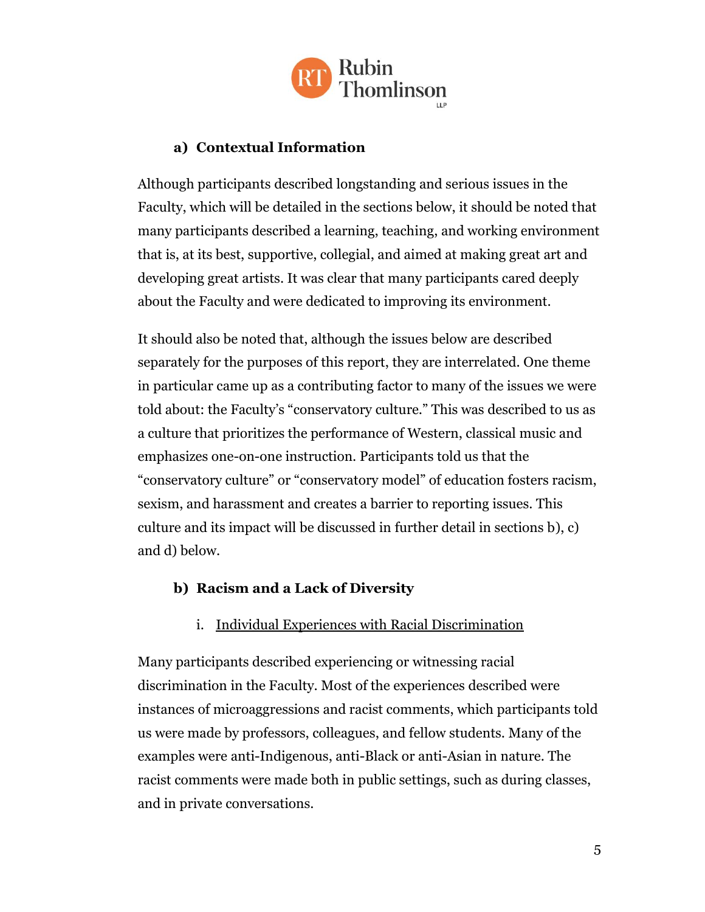### a) Contextual Information

Although participants described longstanding and serious issues in the Faculty, which will be detailed in the sections below, it should be noted that many participants described a learning, teaching, and working environment that is, at its best, supportive, collegial, and aimed at making great art and developing great artists. It was clear that many participants cared deeply about the Faculty and were dedicated to improving its environment.

It should also be noted that, although the issues below are described separately for the purposes of this report, they are interrelated. One theme in particular came up as a contributing factor to many of the issues we were told about: the Faculty's "conservatory culture." This was described to us as a culture that prioritizes the performance of Western, classical music and emphasizes one-on-one instruction. Participants told us that the "conservatory culture" or "conservatory model" of education fosters racism, sexism, and harassment and creates a barrier to reporting issues. This culture and its impact will be discussed in further detail in sections b), c) and d) below.

### b) Racism and a Lack of Diversity

#### i. Individual Experiences with Racial Discrimination

Many participants described experiencing or witnessing racial discrimination in the Faculty. Most of the experiences described were instances of microaggressions and racist comments, which participants told us were made by professors, colleagues, and fellow students. Many of the examples were anti-Indigenous, anti-Black or anti-Asian in nature. The racist comments were made both in public settings, such as during classes, and in private conversations.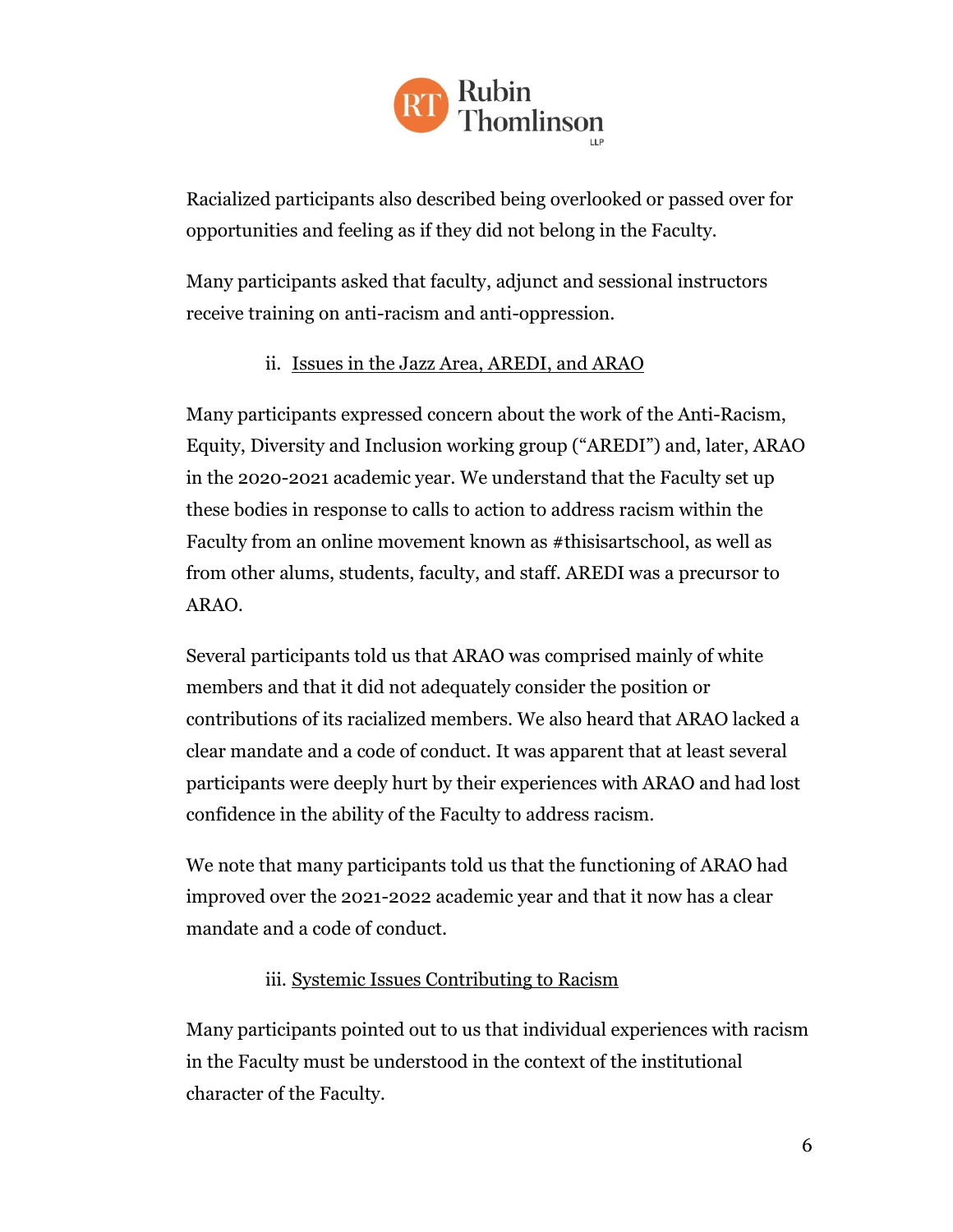Racialized participants also described being overlooked or passed over for opportunities and feeling as if they did not belong in the Faculty.

Many participants asked that faculty, adjunct and sessional instructors receive training on anti-racism and anti-oppression.

### ii. Issues in the Jazz Area, AREDI, and ARAO

Many participants expressed concern about the work of the Anti-Racism, Equity, Diversity and Inclusion working group ("AREDI") and, later, ARAO in the 2020-2021 academic year. We understand that the Faculty set up these bodies in response to calls to action to address racism within the Faculty from an online movement known as #thisisartschool, as well as from other alums, students, faculty, and staff. AREDI was a precursor to ARAO.

Several participants told us that ARAO was comprised mainly of white members and that it did not adequately consider the position or contributions of its racialized members. We also heard that ARAO lacked a clear mandate and a code of conduct. It was apparent that at least several participants were deeply hurt by their experiences with ARAO and had lost confidence in the ability of the Faculty to address racism.

We note that many participants told us that the functioning of ARAO had improved over the 2021-2022 academic year and that it now has a clear mandate and a code of conduct.

### iii. Systemic Issues Contributing to Racism

Many participants pointed out to us that individual experiences with racism in the Faculty must be understood in the context of the institutional character of the Faculty.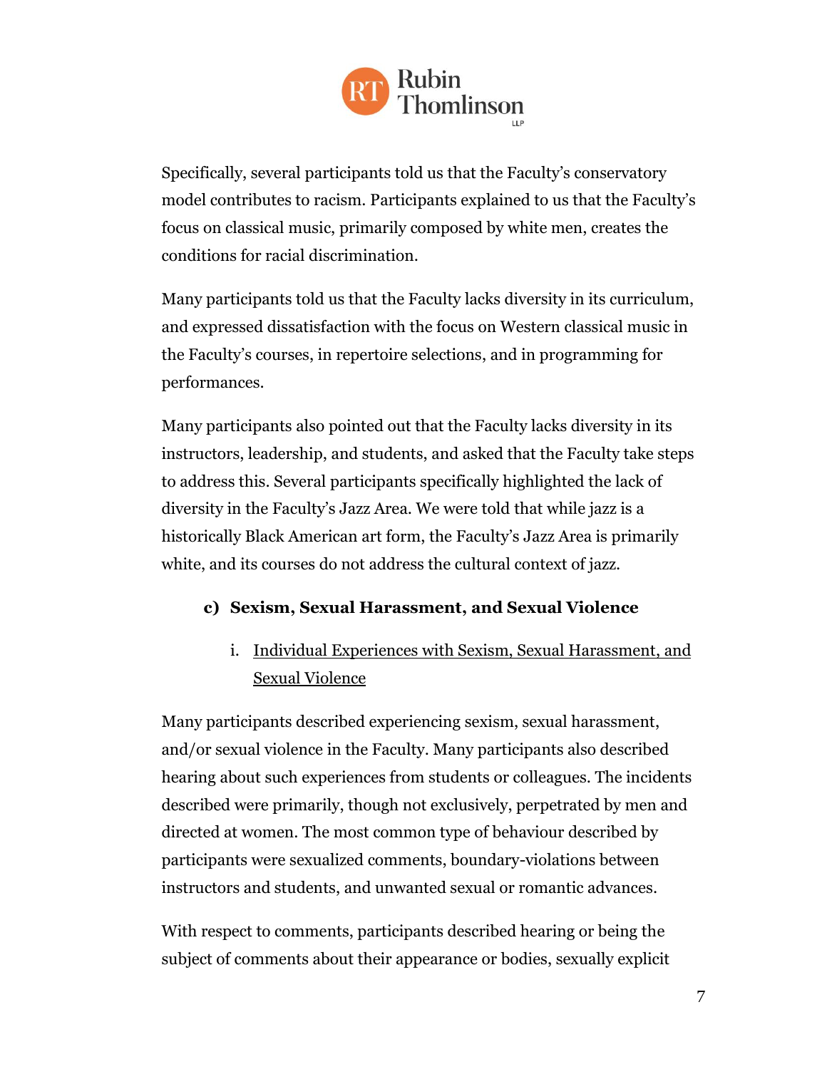Specifically, several participants told us that the Faculty's conservatory model contributes to racism. Participants explained to us that the Faculty's focus on classical music, primarily composed by white men, creates the conditions for racial discrimination.

Many participants told us that the Faculty lacks diversity in its curriculum, and expressed dissatisfaction with the focus on Western classical music in the Faculty's courses, in repertoire selections, and in programming for performances.

Many participants also pointed out that the Faculty lacks diversity in its instructors, leadership, and students, and asked that the Faculty take steps to address this. Several participants specifically highlighted the lack of diversity in the Faculty's Jazz Area. We were told that while jazz is a historically Black American art form, the Faculty's Jazz Area is primarily white, and its courses do not address the cultural context of jazz.

### c) Sexism, Sexual Harassment, and Sexual Violence

#### i. Individual Experiences with Sexism, Sexual Harassment, and Sexual Violence

Many participants described experiencing sexism, sexual harassment, and/or sexual violence in the Faculty. Many participants also described hearing about such experiences from students or colleagues. The incidents described were primarily, though not exclusively, perpetrated by men and directed at women. The most common type of behaviour described by participants were sexualized comments, boundary-violations between instructors and students, and unwanted sexual or romantic advances.

With respect to comments, participants described hearing or being the subject of comments about their appearance or bodies, sexually explicit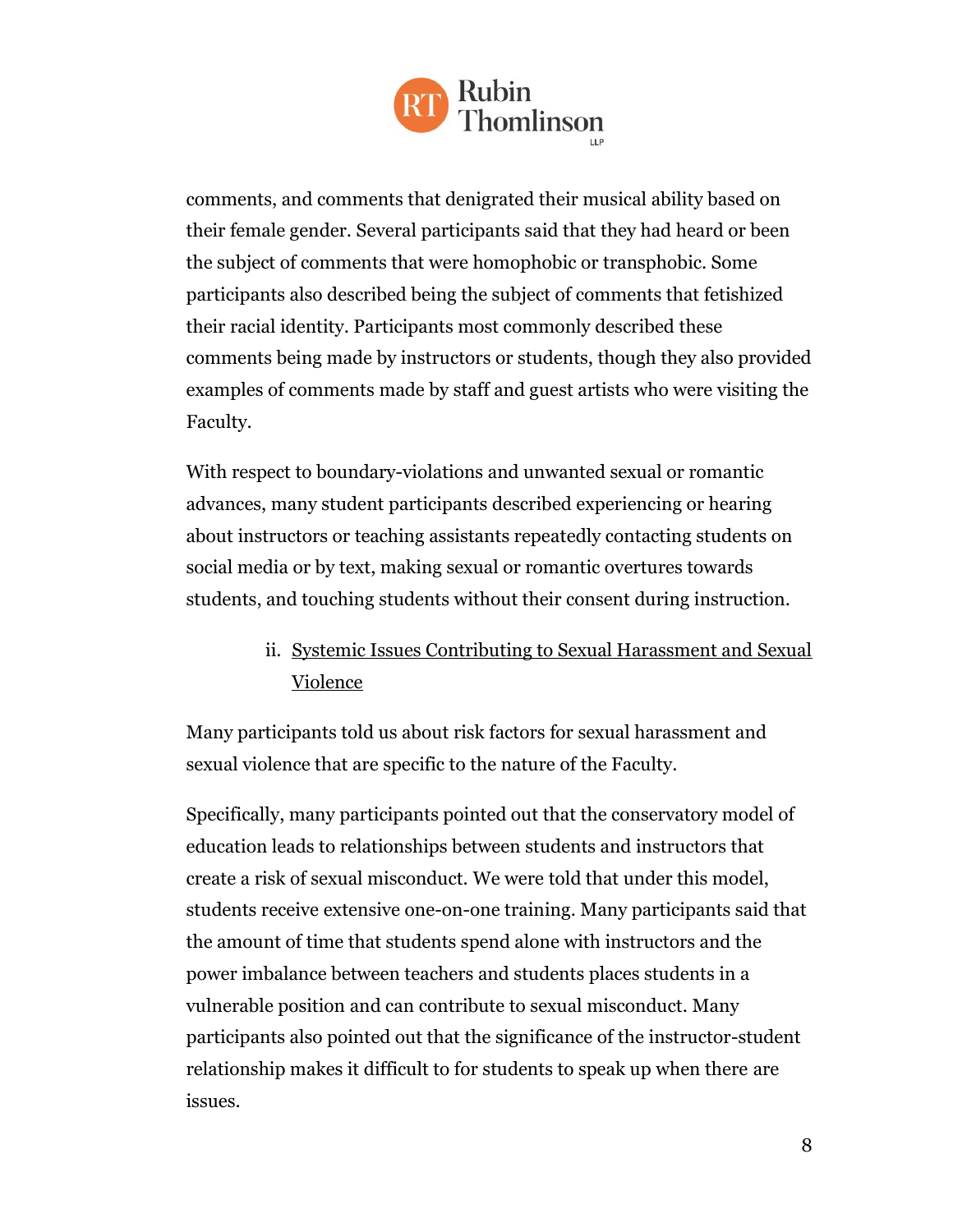comments, and comments that denigrated their musical ability based on their female gender. Several participants said that they had heard or been the subject of comments that were homophobic or transphobic. Some participants also described being the subject of comments that fetishized their racial identity. Participants most commonly described these comments being made by instructors or students, though they also provided examples of comments made by staff and guest artists who were visiting the Faculty.

With respect to boundary-violations and unwanted sexual or romantic advances, many student participants described experiencing or hearing about instructors or teaching assistants repeatedly contacting students on social media or by text, making sexual or romantic overtures towards students, and touching students without their consent during instruction.

#### ii. Systemic Issues Contributing to Sexual Harassment and Sexual Violence

Many participants told us about risk factors for sexual harassment and sexual violence that are specific to the nature of the Faculty.

Specifically, many participants pointed out that the conservatory model of education leads to relationships between students and instructors that create a risk of sexual misconduct. We were told that under this model, students receive extensive one-on-one training. Many participants said that the amount of time that students spend alone with instructors and the power imbalance between teachers and students places students in a vulnerable position and can contribute to sexual misconduct. Many participants also pointed out that the significance of the instructor-student relationship makes it difficult to for students to speak up when there are issues.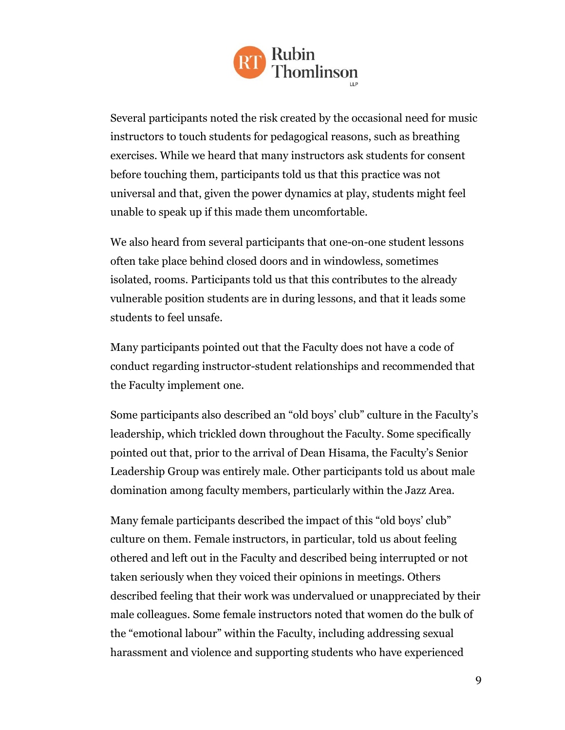Several participants noted the risk created by the occasional need for music instructors to touch students for pedagogical reasons, such as breathing exercises. While we heard that many instructors ask students for consent before touching them, participants told us that this practice was not universal and that, given the power dynamics at play, students might feel unable to speak up if this made them uncomfortable.

We also heard from several participants that one-on-one student lessons often take place behind closed doors and in windowless, sometimes isolated, rooms. Participants told us that this contributes to the already vulnerable position students are in during lessons, and that it leads some students to feel unsafe.

Many participants pointed out that the Faculty does not have a code of conduct regarding instructor-student relationships and recommended that the Faculty implement one.

Some participants also described an "old boys' club" culture in the Faculty's leadership, which trickled down throughout the Faculty. Some specifically pointed out that, prior to the arrival of Dean Hisama, the Faculty's Senior Leadership Group was entirely male. Other participants told us about male domination among faculty members, particularly within the Jazz Area.

Many female participants described the impact of this "old boys' club" culture on them. Female instructors, in particular, told us about feeling othered and left out in the Faculty and described being interrupted or not taken seriously when they voiced their opinions in meetings. Others described feeling that their work was undervalued or unappreciated by their male colleagues. Some female instructors noted that women do the bulk of the "emotional labour" within the Faculty, including addressing sexual harassment and violence and supporting students who have experienced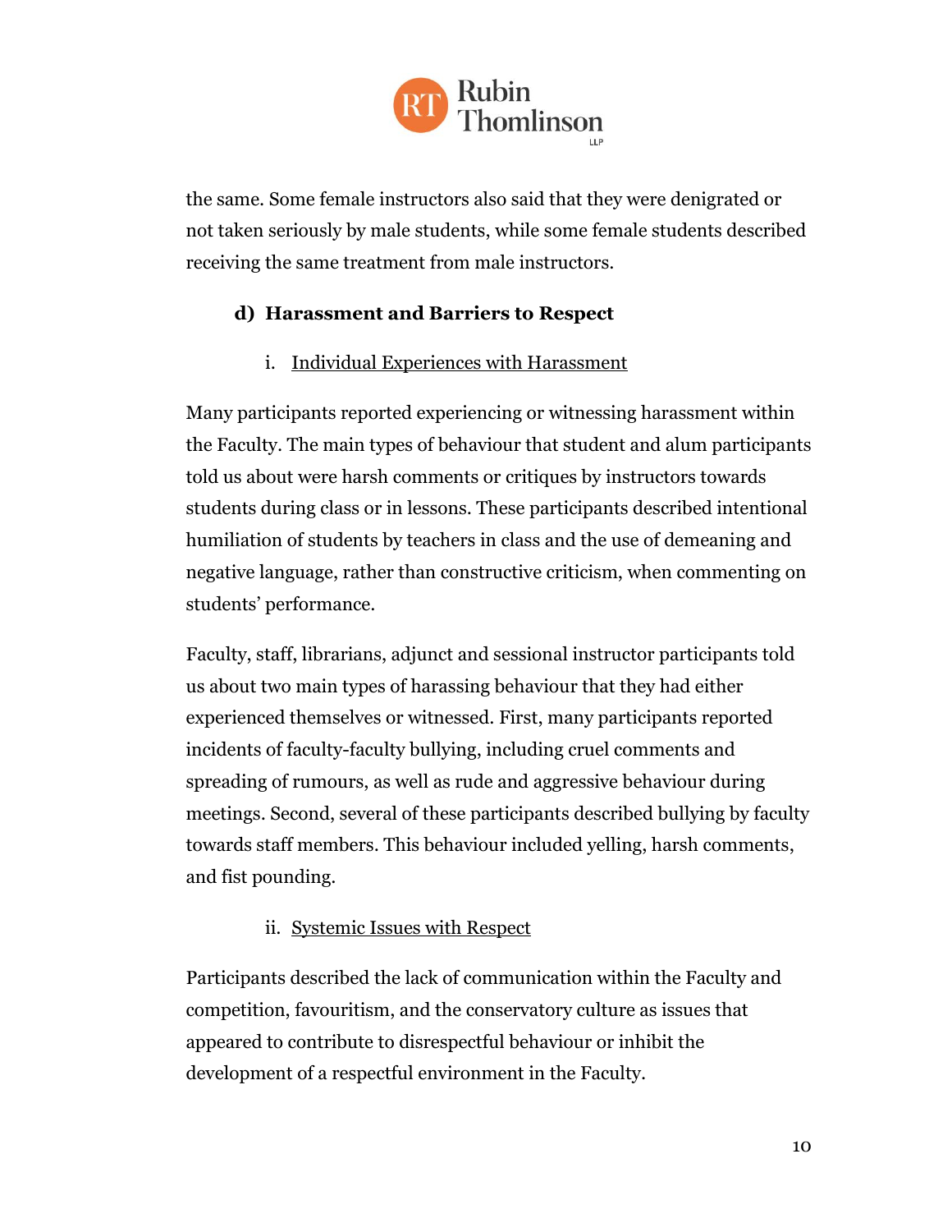the same. Some female instructors also said that they were denigrated or not taken seriously by male students, while some female students described receiving the same treatment from male instructors.

### d) Harassment and Barriers to Respect

#### i. Individual Experiences with Harassment

Many participants reported experiencing or witnessing harassment within the Faculty. The main types of behaviour that student and alum participants told us about were harsh comments or critiques by instructors towards students during class or in lessons. These participants described intentional humiliation of students by teachers in class and the use of demeaning and negative language, rather than constructive criticism, when commenting on students' performance.

Faculty, staff, librarians, adjunct and sessional instructor participants told us about two main types of harassing behaviour that they had either experienced themselves or witnessed. First, many participants reported incidents of faculty-faculty bullying, including cruel comments and spreading of rumours, as well as rude and aggressive behaviour during meetings. Second, several of these participants described bullying by faculty towards staff members. This behaviour included yelling, harsh comments, and fist pounding.

#### ii. Systemic Issues with Respect

Participants described the lack of communication within the Faculty and competition, favouritism, and the conservatory culture as issues that appeared to contribute to disrespectful behaviour or inhibit the development of a respectful environment in the Faculty.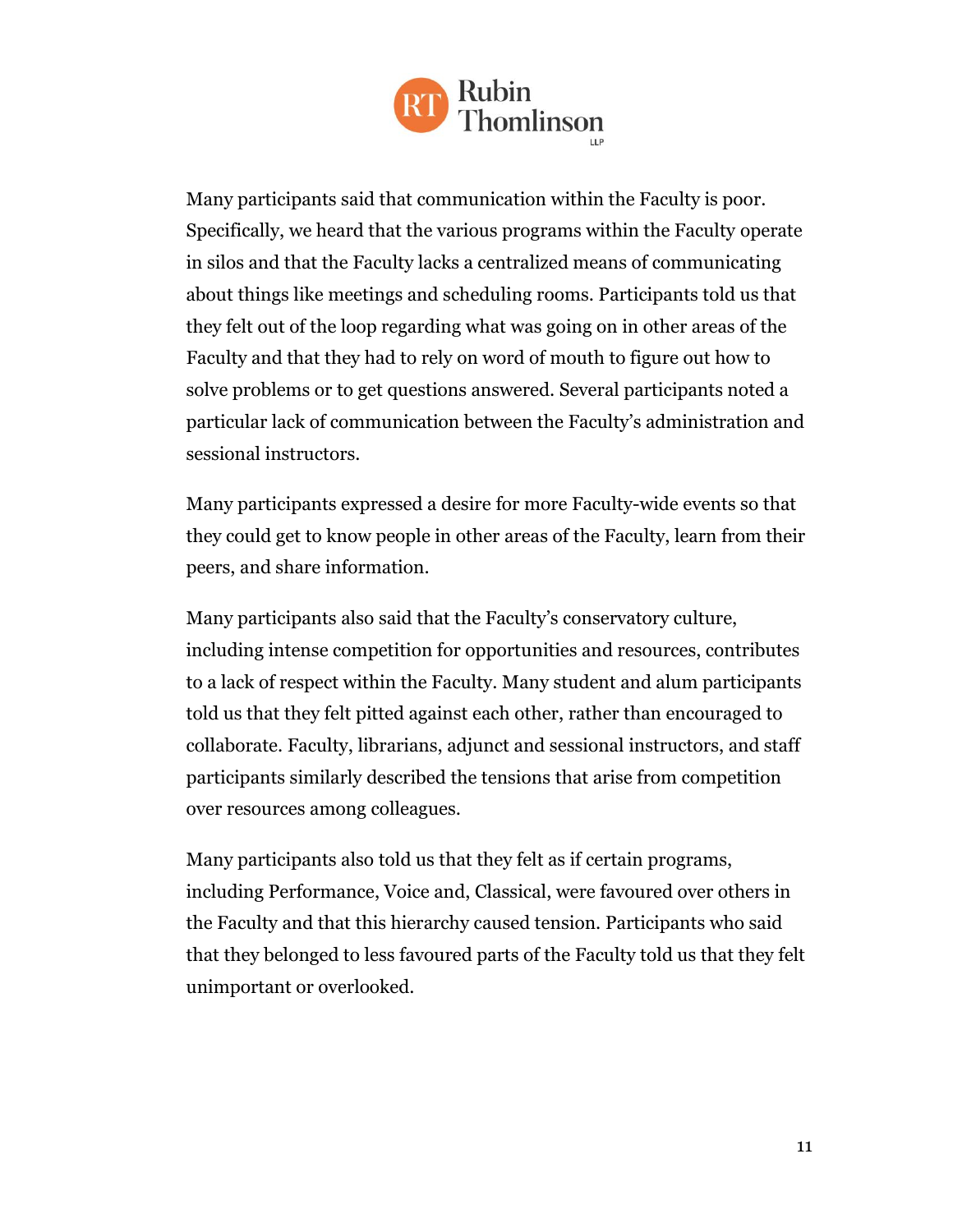Many participants said that communication within the Faculty is poor. Specifically, we heard that the various programs within the Faculty operate in silos and that the Faculty lacks a centralized means of communicating about things like meetings and scheduling rooms. Participants told us that they felt out of the loop regarding what was going on in other areas of the Faculty and that they had to rely on word of mouth to figure out how to solve problems or to get questions answered. Several participants noted a particular lack of communication between the Faculty's administration and sessional instructors.

Many participants expressed a desire for more Faculty-wide events so that they could get to know people in other areas of the Faculty, learn from their peers, and share information.

Many participants also said that the Faculty's conservatory culture, including intense competition for opportunities and resources, contributes to a lack of respect within the Faculty. Many student and alum participants told us that they felt pitted against each other, rather than encouraged to collaborate. Faculty, librarians, adjunct and sessional instructors, and staff participants similarly described the tensions that arise from competition over resources among colleagues.

Many participants also told us that they felt as if certain programs, including Performance, Voice and, Classical, were favoured over others in the Faculty and that this hierarchy caused tension. Participants who said that they belonged to less favoured parts of the Faculty told us that they felt unimportant or overlooked.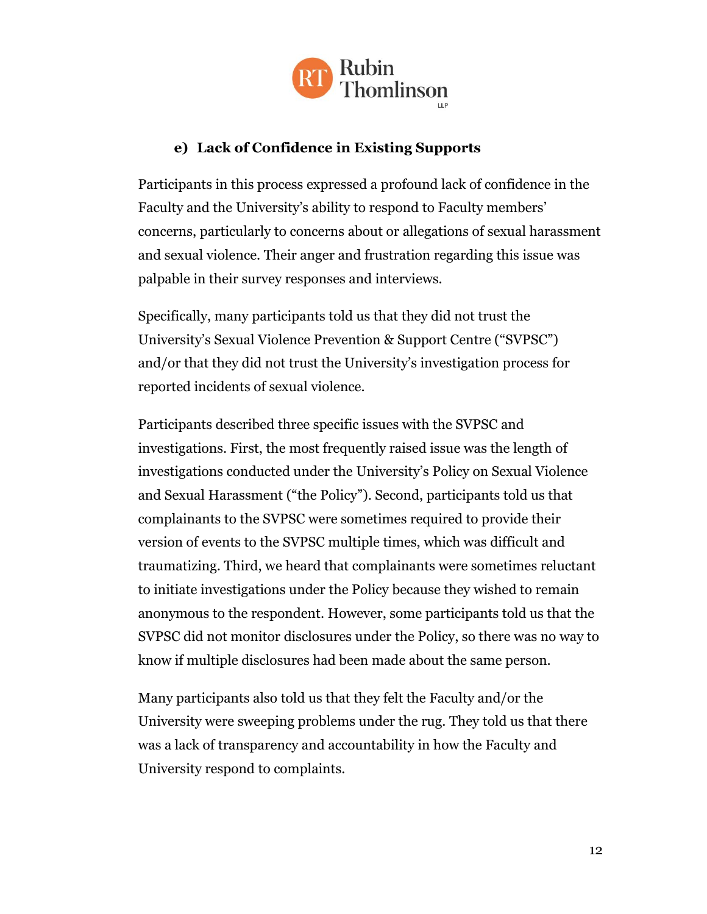### e) Lack of Confidence in Existing Supports

Participants in this process expressed a profound lack of confidence in the Faculty and the University's ability to respond to Faculty members' concerns, particularly to concerns about or allegations of sexual harassment and sexual violence. Their anger and frustration regarding this issue was palpable in their survey responses and interviews.

Specifically, many participants told us that they did not trust the University's Sexual Violence Prevention & Support Centre ("SVPSC") and/or that they did not trust the University's investigation process for reported incidents of sexual violence.

Participants described three specific issues with the SVPSC and investigations. First, the most frequently raised issue was the length of investigations conducted under the University's Policy on Sexual Violence and Sexual Harassment ("the Policy"). Second, participants told us that complainants to the SVPSC were sometimes required to provide their version of events to the SVPSC multiple times, which was difficult and traumatizing. Third, we heard that complainants were sometimes reluctant to initiate investigations under the Policy because they wished to remain anonymous to the respondent. However, some participants told us that the SVPSC did not monitor disclosures under the Policy, so there was no way to know if multiple disclosures had been made about the same person.

Many participants also told us that they felt the Faculty and/or the University were sweeping problems under the rug. They told us that there was a lack of transparency and accountability in how the Faculty and University respond to complaints.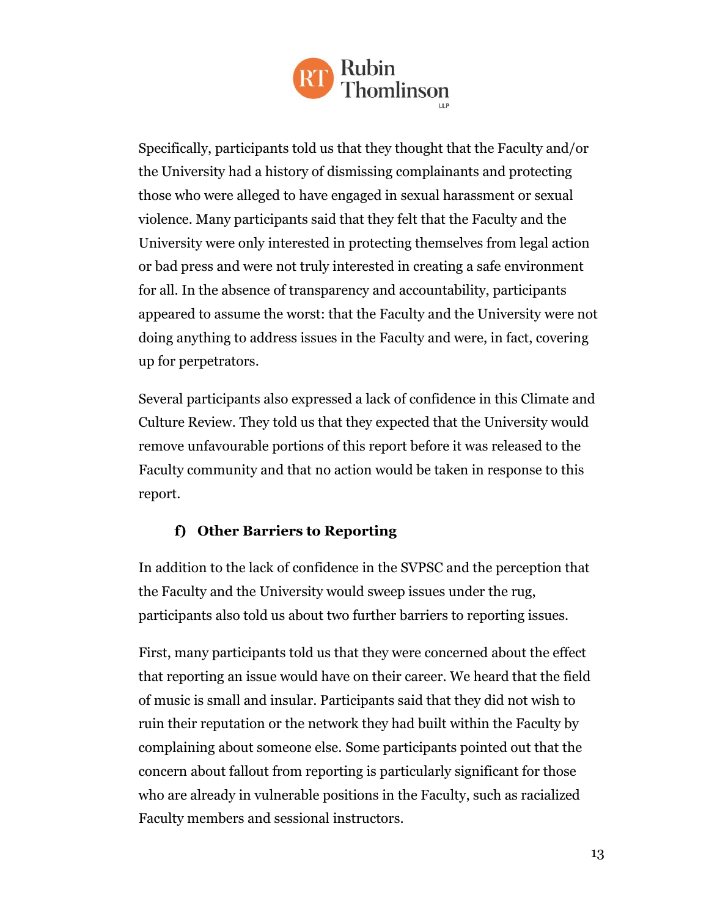Specifically, participants told us that they thought that the Faculty and/or the University had a history of dismissing complainants and protecting those who were alleged to have engaged in sexual harassment or sexual violence. Many participants said that they felt that the Faculty and the University were only interested in protecting themselves from legal action or bad press and were not truly interested in creating a safe environment for all. In the absence of transparency and accountability, participants appeared to assume the worst: that the Faculty and the University were not doing anything to address issues in the Faculty and were, in fact, covering up for perpetrators.

Several participants also expressed a lack of confidence in this Climate and Culture Review. They told us that they expected that the University would remove unfavourable portions of this report before it was released to the Faculty community and that no action would be taken in response to this report.

### f) Other Barriers to Reporting

In addition to the lack of confidence in the SVPSC and the perception that the Faculty and the University would sweep issues under the rug, participants also told us about two further barriers to reporting issues.

First, many participants told us that they were concerned about the effect that reporting an issue would have on their career. We heard that the field of music is small and insular. Participants said that they did not wish to ruin their reputation or the network they had built within the Faculty by complaining about someone else. Some participants pointed out that the concern about fallout from reporting is particularly significant for those who are already in vulnerable positions in the Faculty, such as racialized Faculty members and sessional instructors.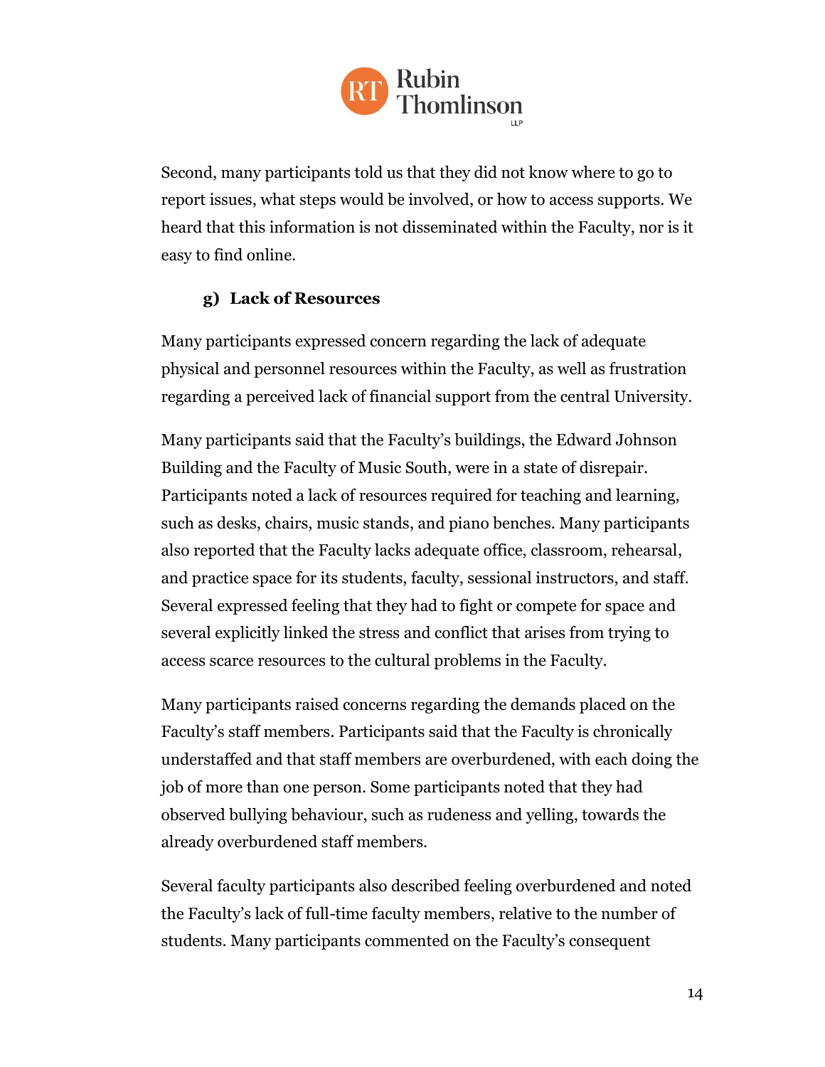Second, many participants told us that they did not know where to go to report issues, what steps would be involved, or how to access supports. We heard that this information is not disseminated within the Faculty, nor is it easy to find online.

### g) Lack of Resources

Many participants expressed concern regarding the lack of adequate physical and personnel resources within the Faculty, as well as frustration regarding a perceived lack of financial support from the central University.

Many participants said that the Faculty's buildings, the Edward Johnson Building and the Faculty of Music South, were in a state of disrepair. Participants noted a lack of resources required for teaching and learning, such as desks, chairs, music stands, and piano benches. Many participants also reported that the Faculty lacks adequate office, classroom, rehearsal, and practice space for its students, faculty, sessional instructors, and staff. Several expressed feeling that they had to fight or compete for space and several explicitly linked the stress and conflict that arises from trying to access scarce resources to the cultural problems in the Faculty.

Many participants raised concerns regarding the demands placed on the Faculty's staff members. Participants said that the Faculty is chronically understaffed and that staff members are overburdened, with each doing the job of more than one person. Some participants noted that they had observed bullying behaviour, such as rudeness and yelling, towards the already overburdened staff members.

Several faculty participants also described feeling overburdened and noted the Faculty's lack of full-time faculty members, relative to the number of students. Many participants commented on the Faculty's consequent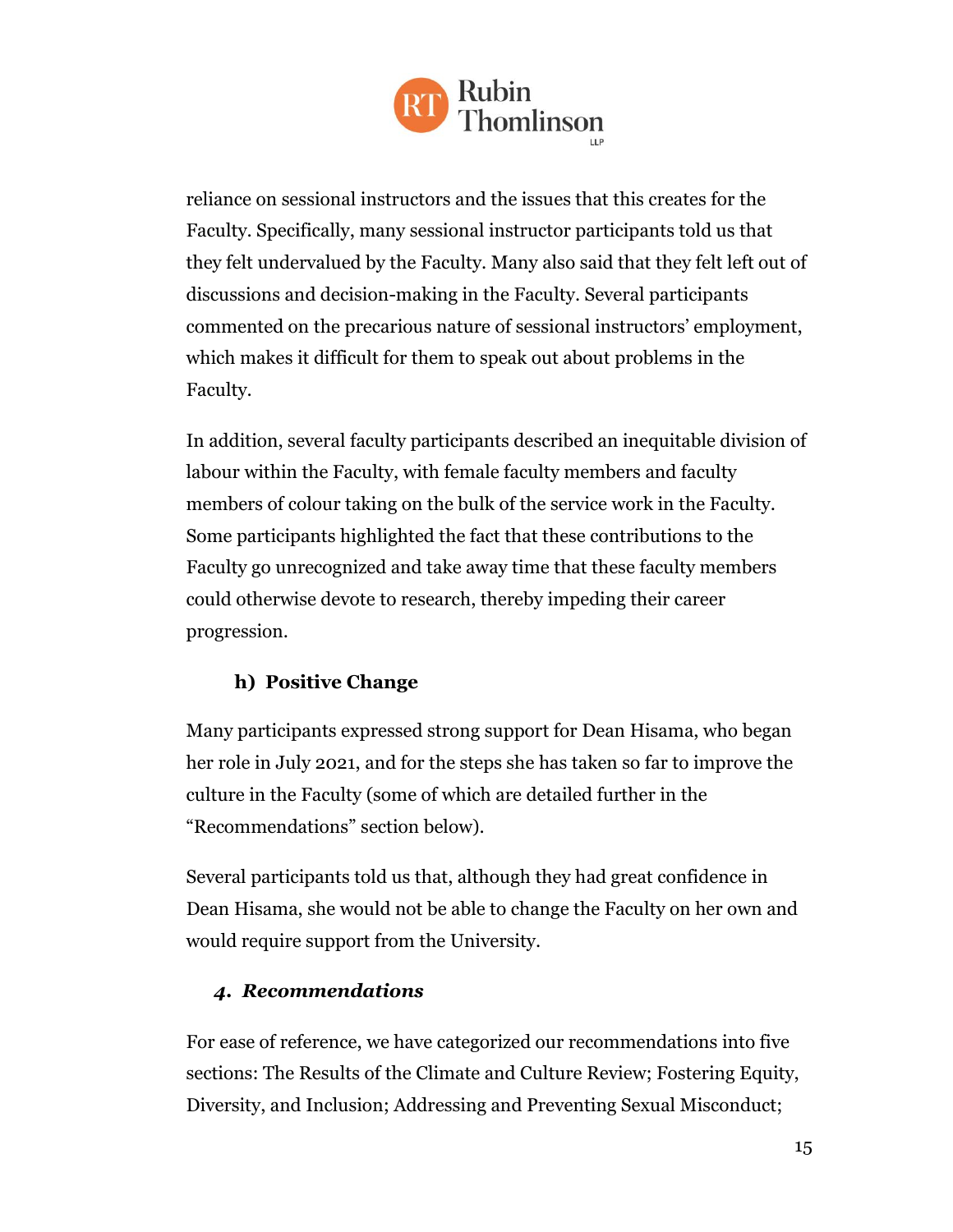reliance on sessional instructors and the issues that this creates for the Faculty. Specifically, many sessional instructor participants told us that they felt undervalued by the Faculty. Many also said that they felt left out of discussions and decision-making in the Faculty. Several participants commented on the precarious nature of sessional instructors' employment, which makes it difficult for them to speak out about problems in the Faculty.

In addition, several faculty participants described an inequitable division of labour within the Faculty, with female faculty members and faculty members of colour taking on the bulk of the service work in the Faculty. Some participants highlighted the fact that these contributions to the Faculty go unrecognized and take away time that these faculty members could otherwise devote to research, thereby impeding their career progression.

### h) Positive Change

Many participants expressed strong support for Dean Hisama, who began her role in July 2021, and for the steps she has taken so far to improve the culture in the Faculty (some of which are detailed further in the "Recommendations" section below).

Several participants told us that, although they had great confidence in Dean Hisama, she would not be able to change the Faculty on her own and would require support from the University.

## *4. Recommendations*

For ease of reference, we have categorized our recommendations into five sections: The Results of the Climate and Culture Review; Fostering Equity, Diversity, and Inclusion; Addressing and Preventing Sexual Misconduct;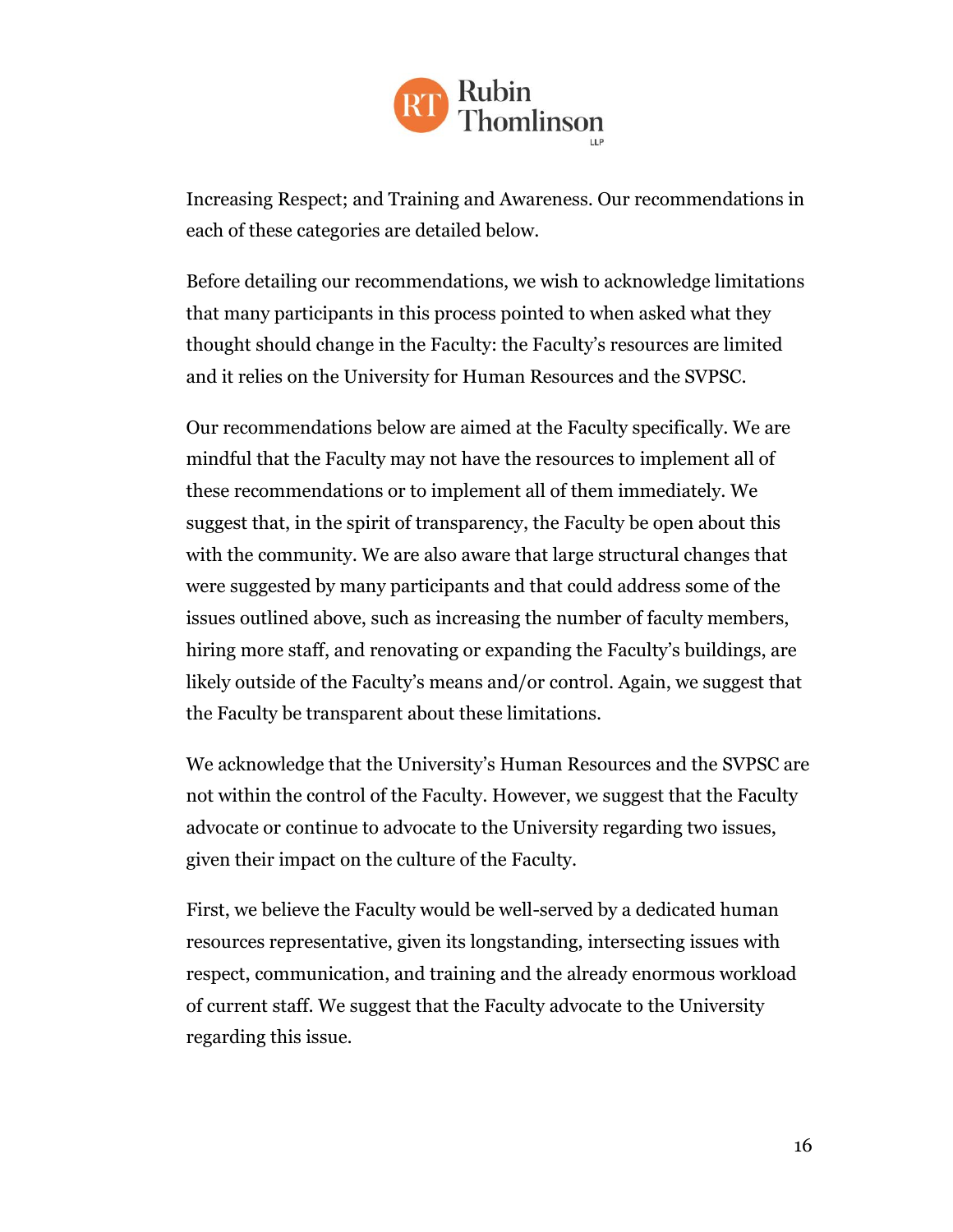Increasing Respect; and Training and Awareness. Our recommendations in each of these categories are detailed below.

Before detailing our recommendations, we wish to acknowledge limitations that many participants in this process pointed to when asked what they thought should change in the Faculty: the Faculty's resources are limited and it relies on the University for Human Resources and the SVPSC.

Our recommendations below are aimed at the Faculty specifically. We are mindful that the Faculty may not have the resources to implement all of these recommendations or to implement all of them immediately. We suggest that, in the spirit of transparency, the Faculty be open about this with the community. We are also aware that large structural changes that were suggested by many participants and that could address some of the issues outlined above, such as increasing the number of faculty members, hiring more staff, and renovating or expanding the Faculty's buildings, are likely outside of the Faculty's means and/or control. Again, we suggest that the Faculty be transparent about these limitations.

We acknowledge that the University's Human Resources and the SVPSC are not within the control of the Faculty. However, we suggest that the Faculty advocate or continue to advocate to the University regarding two issues, given their impact on the culture of the Faculty.

First, we believe the Faculty would be well-served by a dedicated human resources representative, given its longstanding, intersecting issues with respect, communication, and training and the already enormous workload of current staff. We suggest that the Faculty advocate to the University regarding this issue.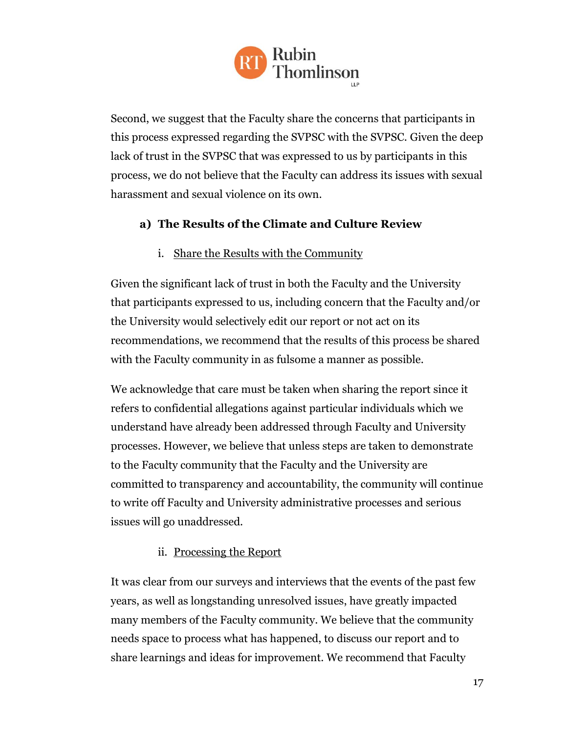Second, we suggest that the Faculty share the concerns that participants in this process expressed regarding the SVPSC with the SVPSC. Given the deep lack of trust in the SVPSC that was expressed to us by participants in this process, we do not believe that the Faculty can address its issues with sexual harassment and sexual violence on its own.

### a) The Results of the Climate and Culture Review

#### i. Share the Results with the Community

Given the significant lack of trust in both the Faculty and the University that participants expressed to us, including concern that the Faculty and/or the University would selectively edit our report or not act on its recommendations, we recommend that the results of this process be shared with the Faculty community in as fulsome a manner as possible.

We acknowledge that care must be taken when sharing the report since it refers to confidential allegations against particular individuals which we understand have already been addressed through Faculty and University processes. However, we believe that unless steps are taken to demonstrate to the Faculty community that the Faculty and the University are committed to transparency and accountability, the community will continue to write off Faculty and University administrative processes and serious issues will go unaddressed.

#### ii. Processing the Report

It was clear from our surveys and interviews that the events of the past few years, as well as longstanding unresolved issues, have greatly impacted many members of the Faculty community. We believe that the community needs space to process what has happened, to discuss our report and to share learnings and ideas for improvement. We recommend that Faculty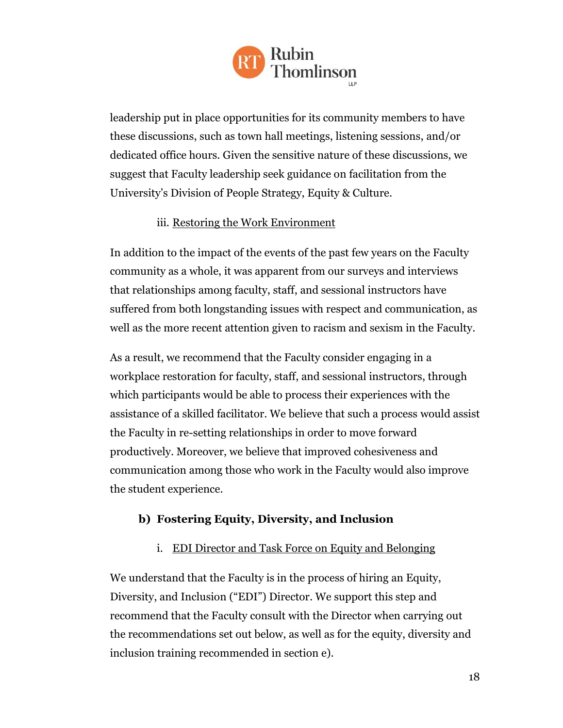leadership put in place opportunities for its community members to have these discussions, such as town hall meetings, listening sessions, and/or dedicated office hours. Given the sensitive nature of these discussions, we suggest that Faculty leadership seek guidance on facilitation from the University's Division of People Strategy, Equity & Culture.

#### iii. Restoring the Work Environment

In addition to the impact of the events of the past few years on the Faculty community as a whole, it was apparent from our surveys and interviews that relationships among faculty, staff, and sessional instructors have suffered from both longstanding issues with respect and communication, as well as the more recent attention given to racism and sexism in the Faculty.

As a result, we recommend that the Faculty consider engaging in a workplace restoration for faculty, staff, and sessional instructors, through which participants would be able to process their experiences with the assistance of a skilled facilitator. We believe that such a process would assist the Faculty in re-setting relationships in order to move forward productively. Moreover, we believe that improved cohesiveness and communication among those who work in the Faculty would also improve the student experience.

### b) Fostering Equity, Diversity, and Inclusion

#### i. EDI Director and Task Force on Equity and Belonging

We understand that the Faculty is in the process of hiring an Equity, Diversity, and Inclusion ("EDI") Director. We support this step and recommend that the Faculty consult with the Director when carrying out the recommendations set out below, as well as for the equity, diversity and inclusion training recommended in section e).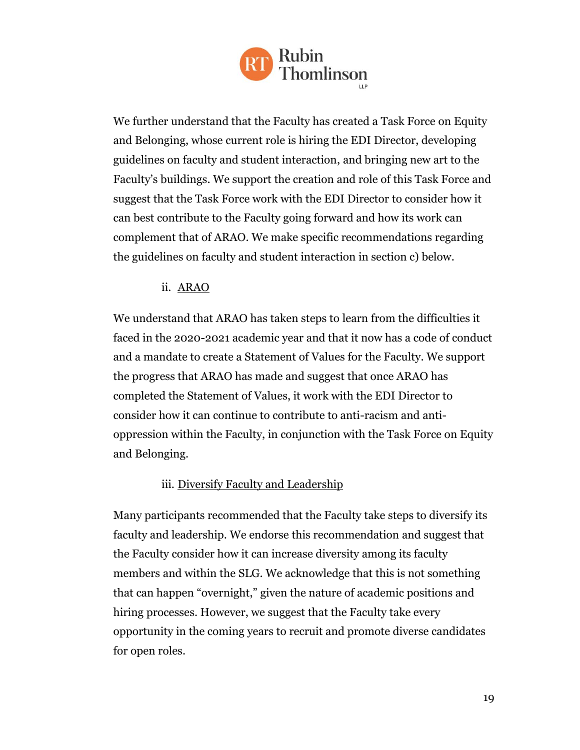We further understand that the Faculty has created a Task Force on Equity and Belonging, whose current role is hiring the EDI Director, developing guidelines on faculty and student interaction, and bringing new art to the Faculty's buildings. We support the creation and role of this Task Force and suggest that the Task Force work with the EDI Director to consider how it can best contribute to the Faculty going forward and how its work can complement that of ARAO. We make specific recommendations regarding the guidelines on faculty and student interaction in section c) below.

ii. <u>ARAO</u>

We understand that ARAO has taken steps to learn from the difficulties it faced in the 2020-2021 academic year and that it now has a code of conduct and a mandate to create a Statement of Values for the Faculty. We support the progress that ARAO has made and suggest that once ARAO has completed the Statement of Values, it work with the EDI Director to consider how it can continue to contribute to anti-racism and anti-oppression within the Faculty, in conjunction with the Task Force on Equity and Belonging.

iii. <u>Diversify Faculty and Leadership</u>

Many participants recommended that the Faculty take steps to diversify its faculty and leadership. We endorse this recommendation and suggest that the Faculty consider how it can increase diversity among its faculty members and within the SLG. We acknowledge that this is not something that can happen "overnight," given the nature of academic positions and hiring processes. However, we suggest that the Faculty take every opportunity in the coming years to recruit and promote diverse candidates for open roles.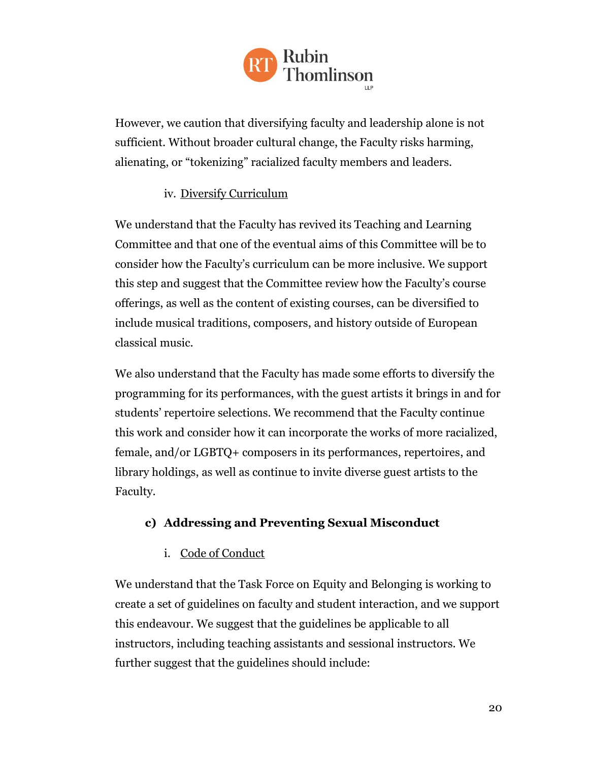However, we caution that diversifying faculty and leadership alone is not sufficient. Without broader cultural change, the Faculty risks harming, alienating, or "tokenizing" racialized faculty members and leaders.

iv. Diversify Curriculum

We understand that the Faculty has revived its Teaching and Learning Committee and that one of the eventual aims of this Committee will be to consider how the Faculty's curriculum can be more inclusive. We support this step and suggest that the Committee review how the Faculty's course offerings, as well as the content of existing courses, can be diversified to include musical traditions, composers, and history outside of European classical music.

We also understand that the Faculty has made some efforts to diversify the programming for its performances, with the guest artists it brings in and for students' repertoire selections. We recommend that the Faculty continue this work and consider how it can incorporate the works of more racialized, female, and/or LGBTQ+ composers in its performances, repertoires, and library holdings, as well as continue to invite diverse guest artists to the Faculty.

### c) Addressing and Preventing Sexual Misconduct

i. Code of Conduct

We understand that the Task Force on Equity and Belonging is working to create a set of guidelines on faculty and student interaction, and we support this endeavour. We suggest that the guidelines be applicable to all instructors, including teaching assistants and sessional instructors. We further suggest that the guidelines should include: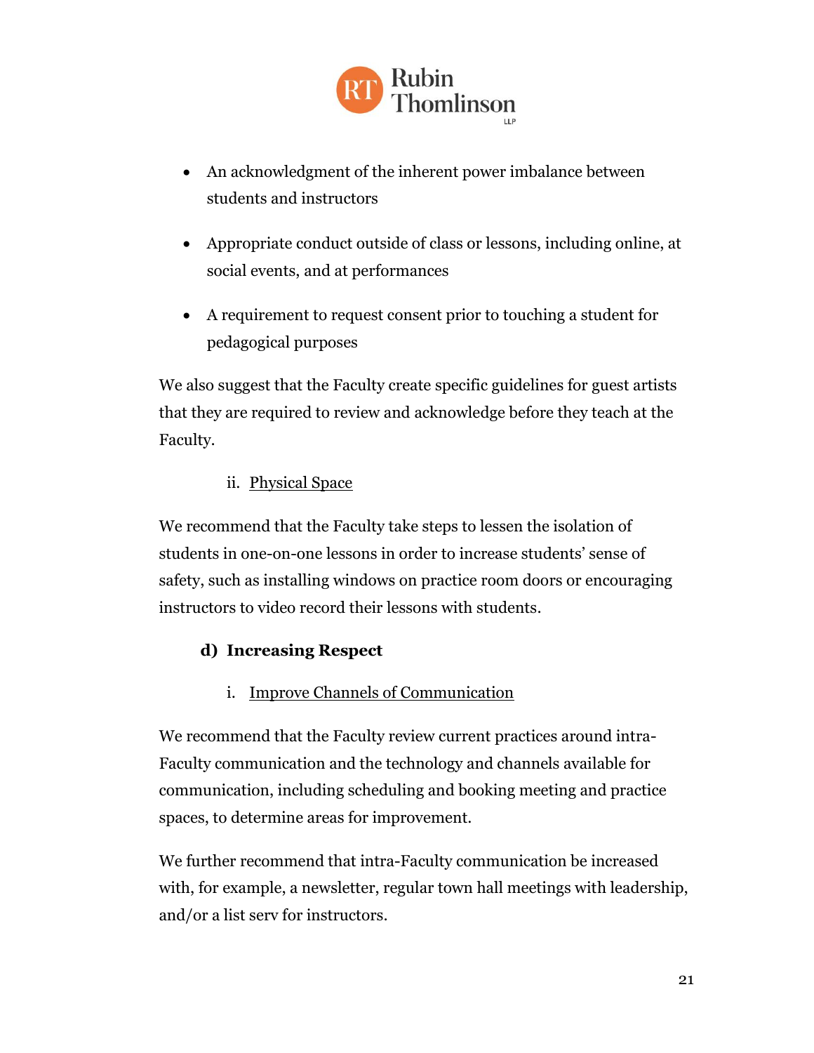- An acknowledgment of the inherent power imbalance between students and instructors

- Appropriate conduct outside of class or lessons, including online, at social events, and at performances

- A requirement to request consent prior to touching a student for pedagogical purposes

We also suggest that the Faculty create specific guidelines for guest artists that they are required to review and acknowledge before they teach at the Faculty.

ii. <u>Physical Space</u>

We recommend that the Faculty take steps to lessen the isolation of students in one-on-one lessons in order to increase students' sense of safety, such as installing windows on practice room doors or encouraging instructors to video record their lessons with students.

#### d) Increasing Respect

i. <u>Improve Channels of Communication</u>

We recommend that the Faculty review current practices around intra-Faculty communication and the technology and channels available for communication, including scheduling and booking meeting and practice spaces, to determine areas for improvement.

We further recommend that intra-Faculty communication be increased with, for example, a newsletter, regular town hall meetings with leadership, and/or a list serv for instructors.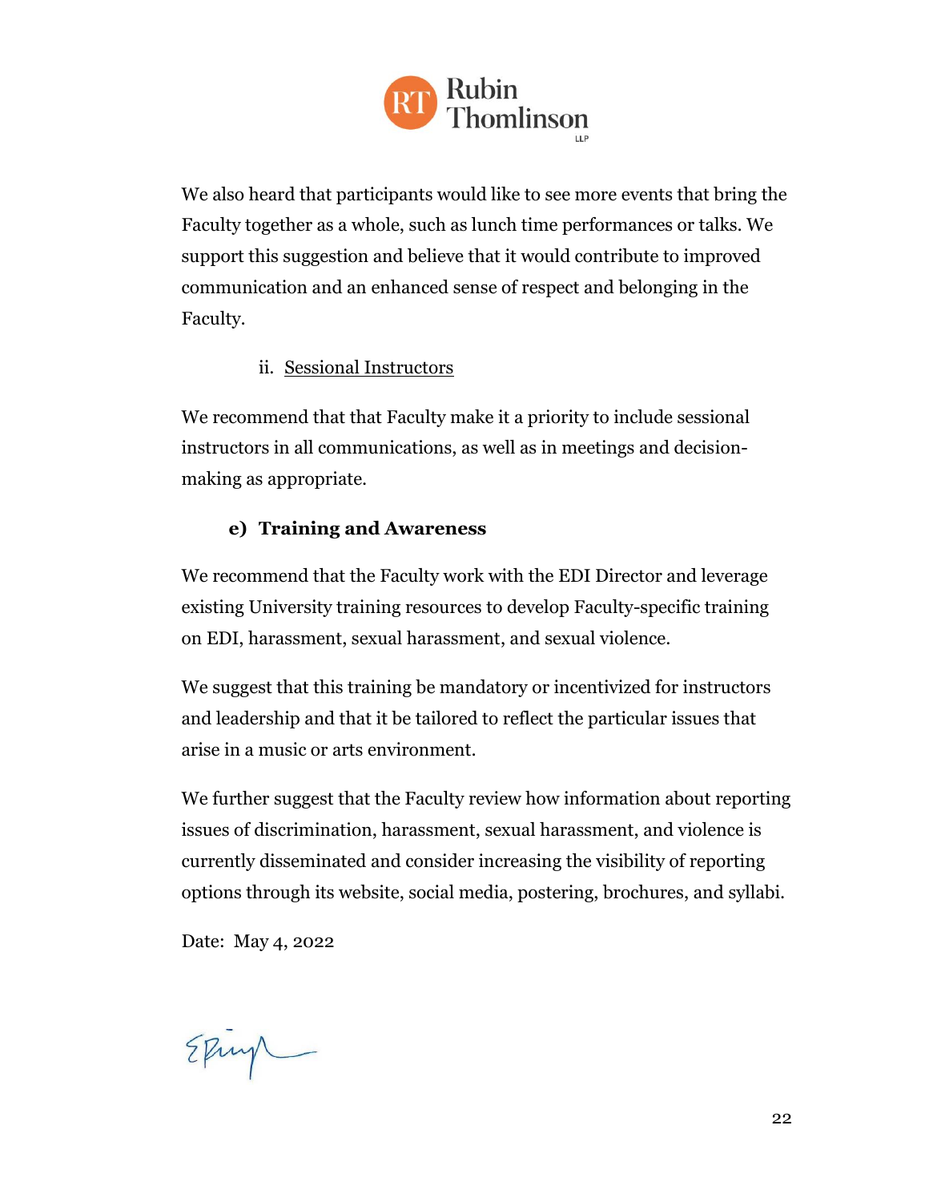We also heard that participants would like to see more events that bring the Faculty together as a whole, such as lunch time performances or talks. We support this suggestion and believe that it would contribute to improved communication and an enhanced sense of respect and belonging in the Faculty.

ii. Sessional Instructors

We recommend that that Faculty make it a priority to include sessional instructors in all communications, as well as in meetings and decision-making as appropriate.

### e) Training and Awareness

We recommend that the Faculty work with the EDI Director and leverage existing University training resources to develop Faculty-specific training on EDI, harassment, sexual harassment, and sexual violence.

We suggest that this training be mandatory or incentivized for instructors and leadership and that it be tailored to reflect the particular issues that arise in a music or arts environment.

We further suggest that the Faculty review how information about reporting issues of discrimination, harassment, sexual harassment, and violence is currently disseminated and consider increasing the visibility of reporting options through its website, social media, postering, brochures, and syllabi.

Date: May 4, 2022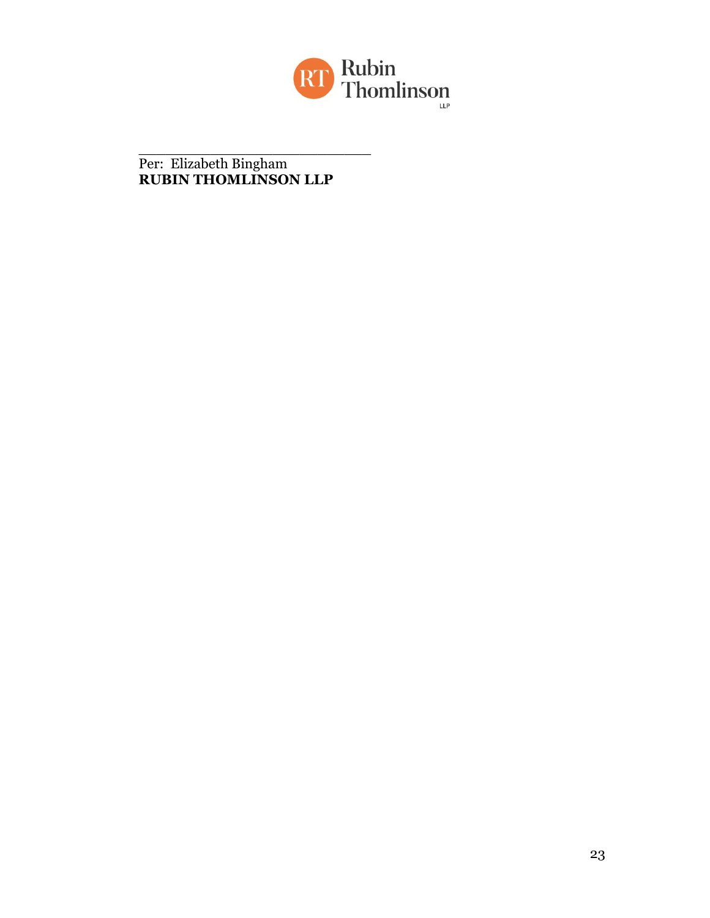Rubin Thomlinson LLP

\_\_\_\_\_\_\_\_\_\_\_\_\_\_\_\_\_\_\_\_\_\_\_\_\_\_\_\_

Per: Elizabeth Bingham
**RUBIN THOMLINSON LLP**